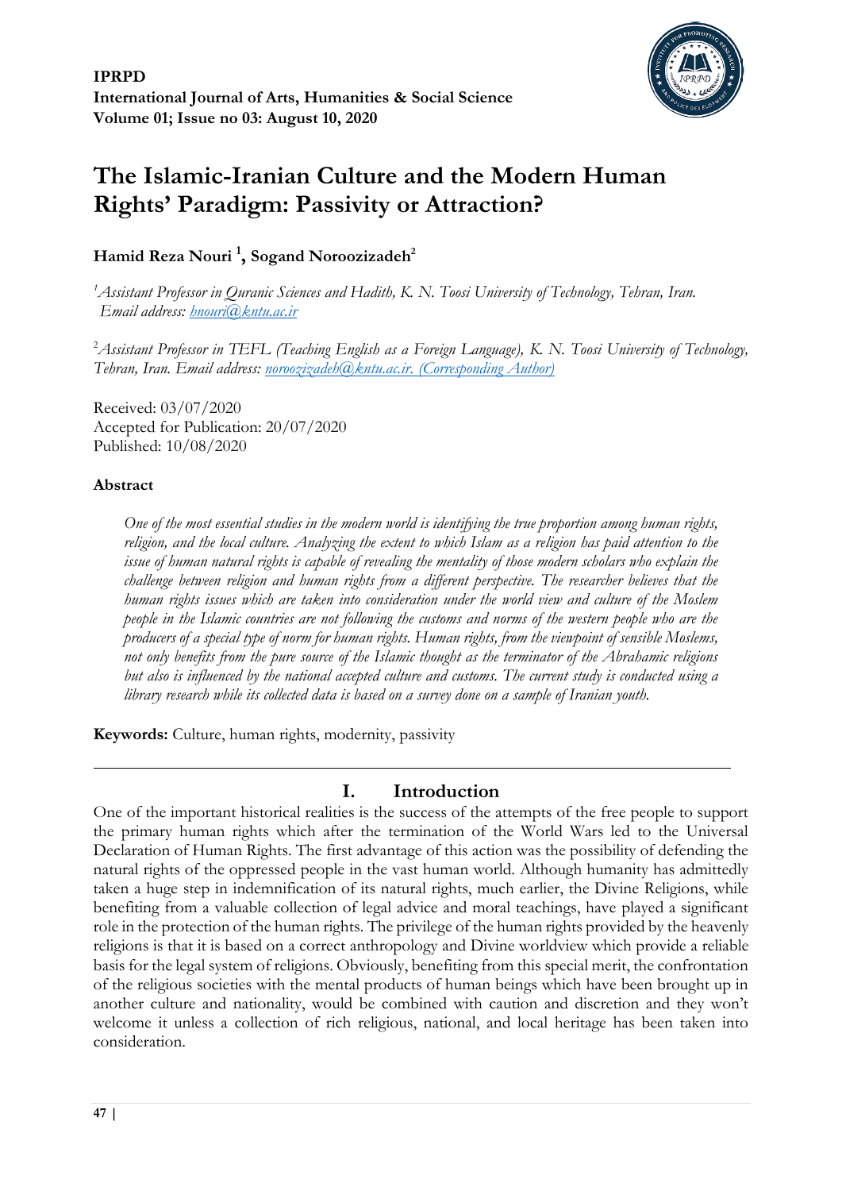**IPRPD**
**International Journal of Arts, Humanities & Social Science**
**Volume 01; Issue no 03: August 10, 2020**

# The Islamic-Iranian Culture and the Modern Human Rights' Paradigm: Passivity or Attraction?

**Hamid Reza Nouri [1], Sogand Noroozizadeh[2]**

[1] *Assistant Professor in Quranic Sciences and Hadith, K. N. Toosi University of Technology, Tehran, Iran. Email address: hnouri@kntu.ac.ir*

[2] *Assistant Professor in TEFL (Teaching English as a Foreign Language), K. N. Toosi University of Technology, Tehran, Iran. Email address: noroozizadeh@kntu.ac.ir. (Corresponding Author)*

Received: 03/07/2020
Accepted for Publication: 20/07/2020
Published: 10/08/2020

### Abstract

*One of the most essential studies in the modern world is identifying the true proportion among human rights, religion, and the local culture. Analyzing the extent to which Islam as a religion has paid attention to the issue of human natural rights is capable of revealing the mentality of those modern scholars who explain the challenge between religion and human rights from a different perspective. The researcher believes that the human rights issues which are taken into consideration under the world view and culture of the Moslem people in the Islamic countries are not following the customs and norms of the western people who are the producers of a special type of norm for human rights. Human rights, from the viewpoint of sensible Moslems, not only benefits from the pure source of the Islamic thought as the terminator of the Abrahamic religions but also is influenced by the national accepted culture and customs. The current study is conducted using a library research while its collected data is based on a survey done on a sample of Iranian youth.*

**Keywords:** Culture, human rights, modernity, passivity

## I. Introduction

One of the important historical realities is the success of the attempts of the free people to support the primary human rights which after the termination of the World Wars led to the Universal Declaration of Human Rights. The first advantage of this action was the possibility of defending the natural rights of the oppressed people in the vast human world. Although humanity has admittedly taken a huge step in indemnification of its natural rights, much earlier, the Divine Religions, while benefiting from a valuable collection of legal advice and moral teachings, have played a significant role in the protection of the human rights. The privilege of the human rights provided by the heavenly religions is that it is based on a correct anthropology and Divine worldview which provide a reliable basis for the legal system of religions. Obviously, benefiting from this special merit, the confrontation of the religious societies with the mental products of human beings which have been brought up in another culture and nationality, would be combined with caution and discretion and they won't welcome it unless a collection of rich religious, national, and local heritage has been taken into consideration.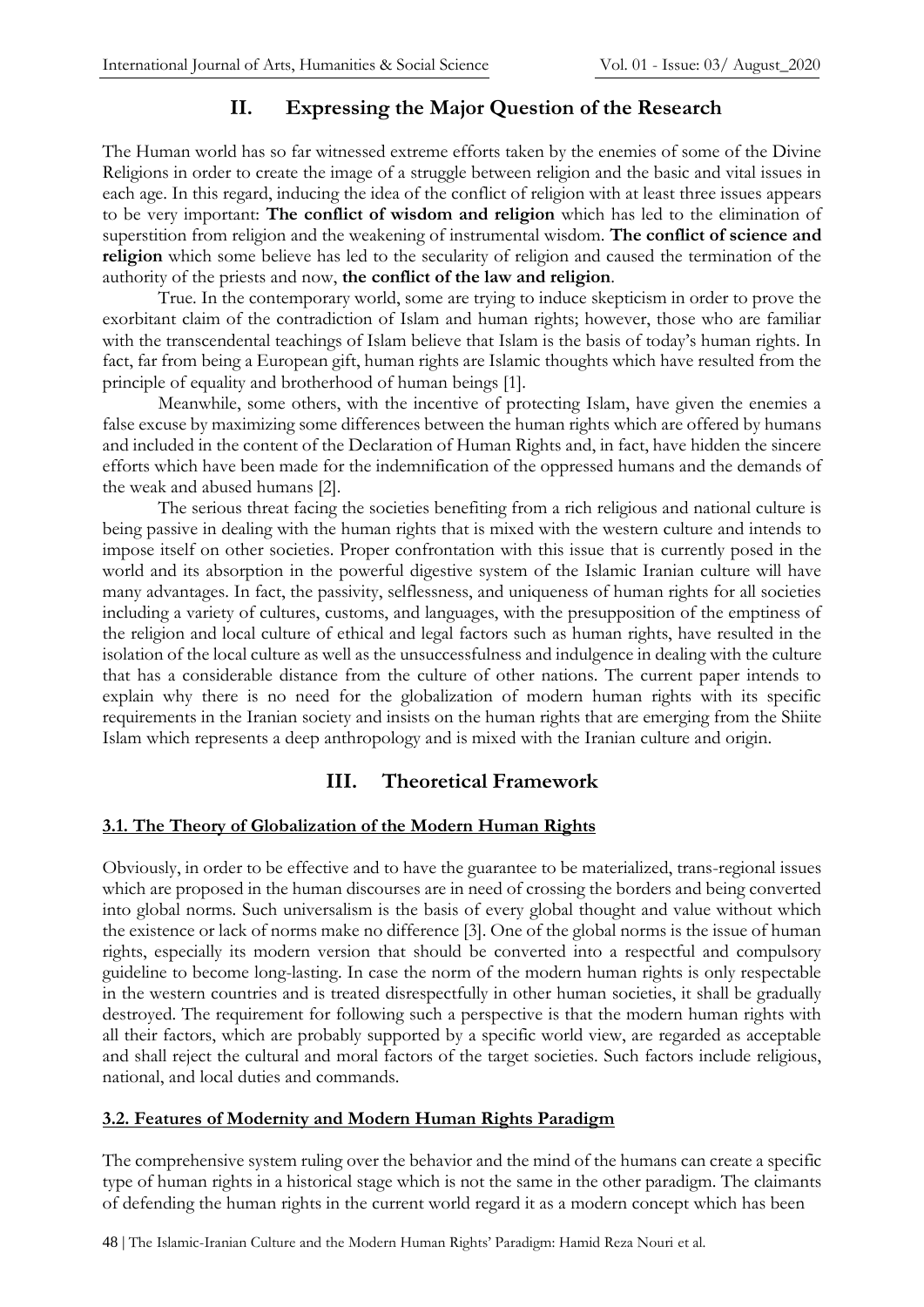## II. Expressing the Major Question of the Research

The Human world has so far witnessed extreme efforts taken by the enemies of some of the Divine Religions in order to create the image of a struggle between religion and the basic and vital issues in each age. In this regard, inducing the idea of the conflict of religion with at least three issues appears to be very important: **The conflict of wisdom and religion** which has led to the elimination of superstition from religion and the weakening of instrumental wisdom. **The conflict of science and religion** which some believe has led to the secularity of religion and caused the termination of the authority of the priests and now, **the conflict of the law and religion**.

True. In the contemporary world, some are trying to induce skepticism in order to prove the exorbitant claim of the contradiction of Islam and human rights; however, those who are familiar with the transcendental teachings of Islam believe that Islam is the basis of today's human rights. In fact, far from being a European gift, human rights are Islamic thoughts which have resulted from the principle of equality and brotherhood of human beings [1].

Meanwhile, some others, with the incentive of protecting Islam, have given the enemies a false excuse by maximizing some differences between the human rights which are offered by humans and included in the content of the Declaration of Human Rights and, in fact, have hidden the sincere efforts which have been made for the indemnification of the oppressed humans and the demands of the weak and abused humans [2].

The serious threat facing the societies benefiting from a rich religious and national culture is being passive in dealing with the human rights that is mixed with the western culture and intends to impose itself on other societies. Proper confrontation with this issue that is currently posed in the world and its absorption in the powerful digestive system of the Islamic Iranian culture will have many advantages. In fact, the passivity, selflessness, and uniqueness of human rights for all societies including a variety of cultures, customs, and languages, with the presupposition of the emptiness of the religion and local culture of ethical and legal factors such as human rights, have resulted in the isolation of the local culture as well as the unsuccessfulness and indulgence in dealing with the culture that has a considerable distance from the culture of other nations. The current paper intends to explain why there is no need for the globalization of modern human rights with its specific requirements in the Iranian society and insists on the human rights that are emerging from the Shiite Islam which represents a deep anthropology and is mixed with the Iranian culture and origin.

## III. Theoretical Framework

### 3.1. The Theory of Globalization of the Modern Human Rights

Obviously, in order to be effective and to have the guarantee to be materialized, trans-regional issues which are proposed in the human discourses are in need of crossing the borders and being converted into global norms. Such universalism is the basis of every global thought and value without which the existence or lack of norms make no difference [3]. One of the global norms is the issue of human rights, especially its modern version that should be converted into a respectful and compulsory guideline to become long-lasting. In case the norm of the modern human rights is only respectable in the western countries and is treated disrespectfully in other human societies, it shall be gradually destroyed. The requirement for following such a perspective is that the modern human rights with all their factors, which are probably supported by a specific world view, are regarded as acceptable and shall reject the cultural and moral factors of the target societies. Such factors include religious, national, and local duties and commands.

### 3.2. Features of Modernity and Modern Human Rights Paradigm

The comprehensive system ruling over the behavior and the mind of the humans can create a specific type of human rights in a historical stage which is not the same in the other paradigm. The claimants of defending the human rights in the current world regard it as a modern concept which has been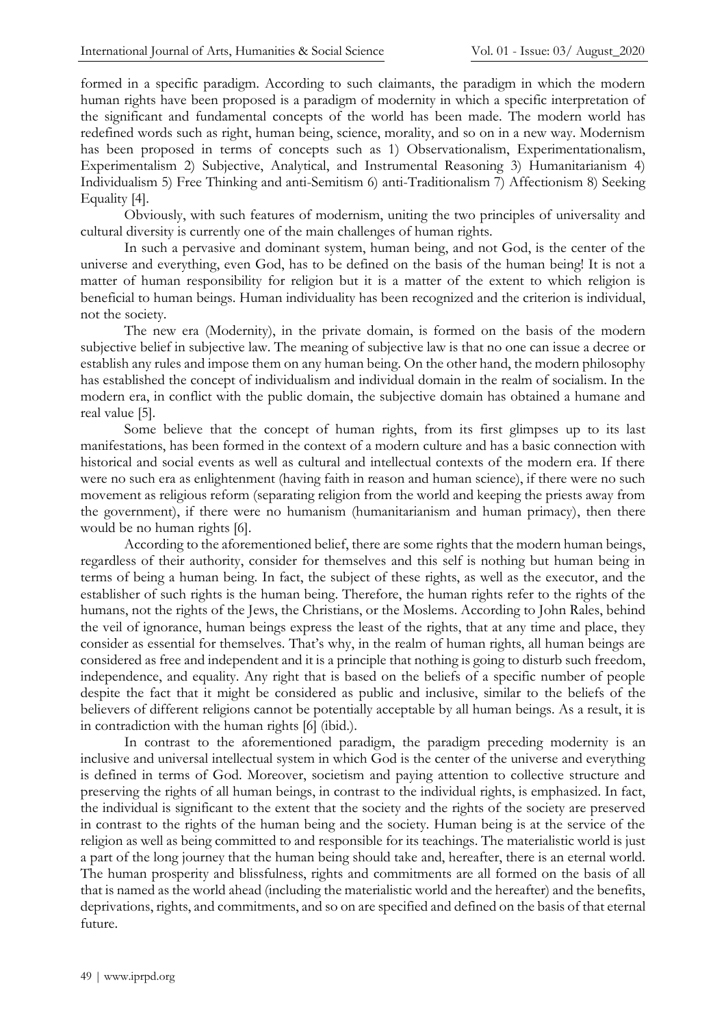formed in a specific paradigm. According to such claimants, the paradigm in which the modern human rights have been proposed is a paradigm of modernity in which a specific interpretation of the significant and fundamental concepts of the world has been made. The modern world has redefined words such as right, human being, science, morality, and so on in a new way. Modernism has been proposed in terms of concepts such as 1) Observationalism, Experimentationalism, Experimentalism 2) Subjective, Analytical, and Instrumental Reasoning 3) Humanitarianism 4) Individualism 5) Free Thinking and anti-Semitism 6) anti-Traditionalism 7) Affectionism 8) Seeking Equality [4].

Obviously, with such features of modernism, uniting the two principles of universality and cultural diversity is currently one of the main challenges of human rights.

In such a pervasive and dominant system, human being, and not God, is the center of the universe and everything, even God, has to be defined on the basis of the human being! It is not a matter of human responsibility for religion but it is a matter of the extent to which religion is beneficial to human beings. Human individuality has been recognized and the criterion is individual, not the society.

The new era (Modernity), in the private domain, is formed on the basis of the modern subjective belief in subjective law. The meaning of subjective law is that no one can issue a decree or establish any rules and impose them on any human being. On the other hand, the modern philosophy has established the concept of individualism and individual domain in the realm of socialism. In the modern era, in conflict with the public domain, the subjective domain has obtained a humane and real value [5].

Some believe that the concept of human rights, from its first glimpses up to its last manifestations, has been formed in the context of a modern culture and has a basic connection with historical and social events as well as cultural and intellectual contexts of the modern era. If there were no such era as enlightenment (having faith in reason and human science), if there were no such movement as religious reform (separating religion from the world and keeping the priests away from the government), if there were no humanism (humanitarianism and human primacy), then there would be no human rights [6].

According to the aforementioned belief, there are some rights that the modern human beings, regardless of their authority, consider for themselves and this self is nothing but human being in terms of being a human being. In fact, the subject of these rights, as well as the executor, and the establisher of such rights is the human being. Therefore, the human rights refer to the rights of the humans, not the rights of the Jews, the Christians, or the Moslems. According to John Rales, behind the veil of ignorance, human beings express the least of the rights, that at any time and place, they consider as essential for themselves. That's why, in the realm of human rights, all human beings are considered as free and independent and it is a principle that nothing is going to disturb such freedom, independence, and equality. Any right that is based on the beliefs of a specific number of people despite the fact that it might be considered as public and inclusive, similar to the beliefs of the believers of different religions cannot be potentially acceptable by all human beings. As a result, it is in contradiction with the human rights [6] (ibid.).

In contrast to the aforementioned paradigm, the paradigm preceding modernity is an inclusive and universal intellectual system in which God is the center of the universe and everything is defined in terms of God. Moreover, societism and paying attention to collective structure and preserving the rights of all human beings, in contrast to the individual rights, is emphasized. In fact, the individual is significant to the extent that the society and the rights of the society are preserved in contrast to the rights of the human being and the society. Human being is at the service of the religion as well as being committed to and responsible for its teachings. The materialistic world is just a part of the long journey that the human being should take and, hereafter, there is an eternal world. The human prosperity and blissfulness, rights and commitments are all formed on the basis of all that is named as the world ahead (including the materialistic world and the hereafter) and the benefits, deprivations, rights, and commitments, and so on are specified and defined on the basis of that eternal future.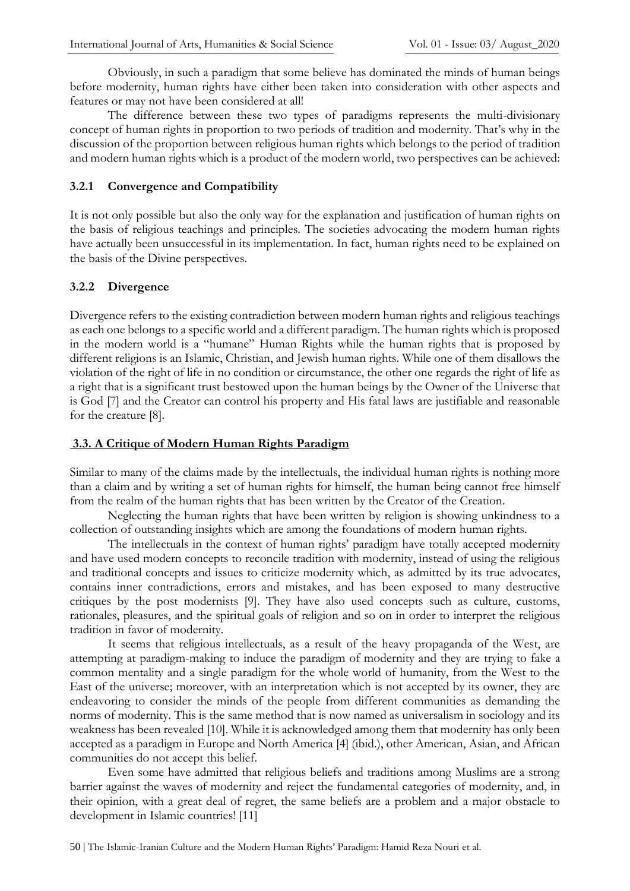Obviously, in such a paradigm that some believe has dominated the minds of human beings before modernity, human rights have either been taken into consideration with other aspects and features or may not have been considered at all!

The difference between these two types of paradigms represents the multi-divisionary concept of human rights in proportion to two periods of tradition and modernity. That's why in the discussion of the proportion between religious human rights which belongs to the period of tradition and modern human rights which is a product of the modern world, two perspectives can be achieved:

### 3.2.1 Convergence and Compatibility

It is not only possible but also the only way for the explanation and justification of human rights on the basis of religious teachings and principles. The societies advocating the modern human rights have actually been unsuccessful in its implementation. In fact, human rights need to be explained on the basis of the Divine perspectives.

### 3.2.2 Divergence

Divergence refers to the existing contradiction between modern human rights and religious teachings as each one belongs to a specific world and a different paradigm. The human rights which is proposed in the modern world is a "humane" Human Rights while the human rights that is proposed by different religions is an Islamic, Christian, and Jewish human rights. While one of them disallows the violation of the right of life in no condition or circumstance, the other one regards the right of life as a right that is a significant trust bestowed upon the human beings by the Owner of the Universe that is God [7] and the Creator can control his property and His fatal laws are justifiable and reasonable for the creature [8].

## 3.3. A Critique of Modern Human Rights Paradigm

Similar to many of the claims made by the intellectuals, the individual human rights is nothing more than a claim and by writing a set of human rights for himself, the human being cannot free himself from the realm of the human rights that has been written by the Creator of the Creation.

Neglecting the human rights that have been written by religion is showing unkindness to a collection of outstanding insights which are among the foundations of modern human rights.

The intellectuals in the context of human rights' paradigm have totally accepted modernity and have used modern concepts to reconcile tradition with modernity, instead of using the religious and traditional concepts and issues to criticize modernity which, as admitted by its true advocates, contains inner contradictions, errors and mistakes, and has been exposed to many destructive critiques by the post modernists [9]. They have also used concepts such as culture, customs, rationales, pleasures, and the spiritual goals of religion and so on in order to interpret the religious tradition in favor of modernity.

It seems that religious intellectuals, as a result of the heavy propaganda of the West, are attempting at paradigm-making to induce the paradigm of modernity and they are trying to fake a common mentality and a single paradigm for the whole world of humanity, from the West to the East of the universe; moreover, with an interpretation which is not accepted by its owner, they are endeavoring to consider the minds of the people from different communities as demanding the norms of modernity. This is the same method that is now named as universalism in sociology and its weakness has been revealed [10]. While it is acknowledged among them that modernity has only been accepted as a paradigm in Europe and North America [4] (ibid.), other American, Asian, and African communities do not accept this belief.

Even some have admitted that religious beliefs and traditions among Muslims are a strong barrier against the waves of modernity and reject the fundamental categories of modernity, and, in their opinion, with a great deal of regret, the same beliefs are a problem and a major obstacle to development in Islamic countries! [11]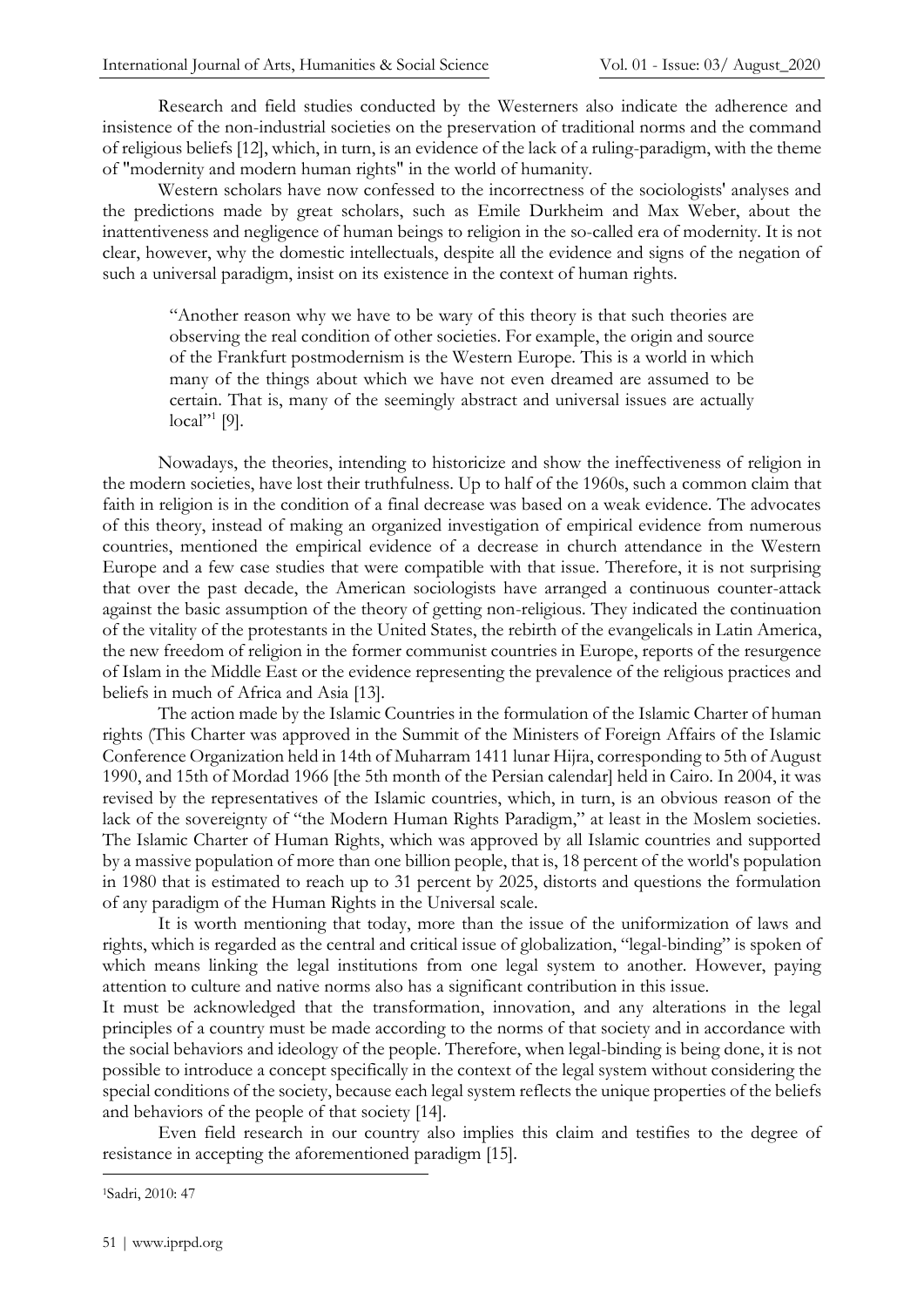Research and field studies conducted by the Westerners also indicate the adherence and insistence of the non-industrial societies on the preservation of traditional norms and the command of religious beliefs [12], which, in turn, is an evidence of the lack of a ruling-paradigm, with the theme of "modernity and modern human rights" in the world of humanity.

Western scholars have now confessed to the incorrectness of the sociologists' analyses and the predictions made by great scholars, such as Emile Durkheim and Max Weber, about the inattentiveness and negligence of human beings to religion in the so-called era of modernity. It is not clear, however, why the domestic intellectuals, despite all the evidence and signs of the negation of such a universal paradigm, insist on its existence in the context of human rights.

> "Another reason why we have to be wary of this theory is that such theories are observing the real condition of other societies. For example, the origin and source of the Frankfurt postmodernism is the Western Europe. This is a world in which many of the things about which we have not even dreamed are assumed to be certain. That is, many of the seemingly abstract and universal issues are actually local"[1] [9].

Nowadays, the theories, intending to historicize and show the ineffectiveness of religion in the modern societies, have lost their truthfulness. Up to half of the 1960s, such a common claim that faith in religion is in the condition of a final decrease was based on a weak evidence. The advocates of this theory, instead of making an organized investigation of empirical evidence from numerous countries, mentioned the empirical evidence of a decrease in church attendance in the Western Europe and a few case studies that were compatible with that issue. Therefore, it is not surprising that over the past decade, the American sociologists have arranged a continuous counter-attack against the basic assumption of the theory of getting non-religious. They indicated the continuation of the vitality of the protestants in the United States, the rebirth of the evangelicals in Latin America, the new freedom of religion in the former communist countries in Europe, reports of the resurgence of Islam in the Middle East or the evidence representing the prevalence of the religious practices and beliefs in much of Africa and Asia [13].

The action made by the Islamic Countries in the formulation of the Islamic Charter of human rights (This Charter was approved in the Summit of the Ministers of Foreign Affairs of the Islamic Conference Organization held in 14th of Muharram 1411 lunar Hijra, corresponding to 5th of August 1990, and 15th of Mordad 1966 [the 5th month of the Persian calendar] held in Cairo. In 2004, it was revised by the representatives of the Islamic countries, which, in turn, is an obvious reason of the lack of the sovereignty of "the Modern Human Rights Paradigm," at least in the Moslem societies. The Islamic Charter of Human Rights, which was approved by all Islamic countries and supported by a massive population of more than one billion people, that is, 18 percent of the world's population in 1980 that is estimated to reach up to 31 percent by 2025, distorts and questions the formulation of any paradigm of the Human Rights in the Universal scale.

It is worth mentioning that today, more than the issue of the uniformization of laws and rights, which is regarded as the central and critical issue of globalization, "legal-binding" is spoken of which means linking the legal institutions from one legal system to another. However, paying attention to culture and native norms also has a significant contribution in this issue.

It must be acknowledged that the transformation, innovation, and any alterations in the legal principles of a country must be made according to the norms of that society and in accordance with the social behaviors and ideology of the people. Therefore, when legal-binding is being done, it is not possible to introduce a concept specifically in the context of the legal system without considering the special conditions of the society, because each legal system reflects the unique properties of the beliefs and behaviors of the people of that society [14].

Even field research in our country also implies this claim and testifies to the degree of resistance in accepting the aforementioned paradigm [15].

---

[1] Sadri, 2010: 47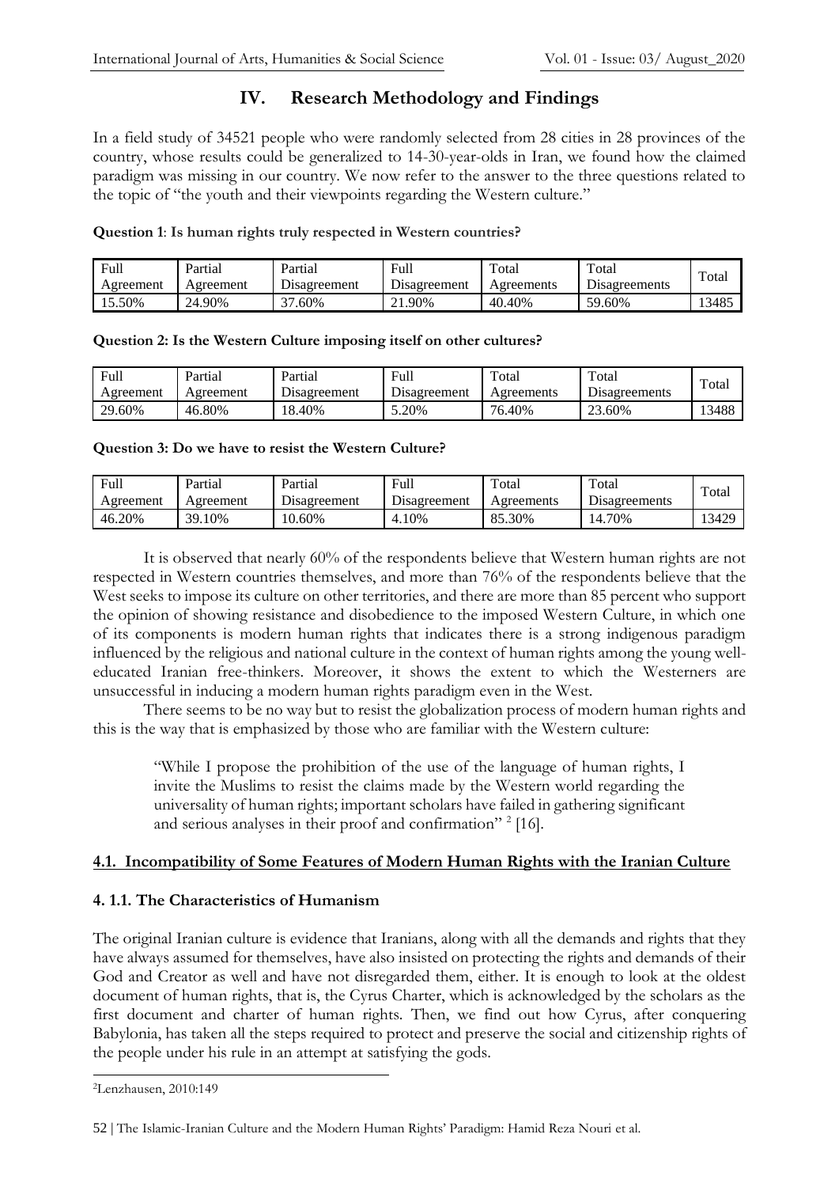## IV. Research Methodology and Findings

In a field study of 34521 people who were randomly selected from 28 cities in 28 provinces of the country, whose results could be generalized to 14-30-year-olds in Iran, we found how the claimed paradigm was missing in our country. We now refer to the answer to the three questions related to the topic of "the youth and their viewpoints regarding the Western culture."

**Question 1**: **Is human rights truly respected in Western countries?**

| Full Agreement | Partial Agreement | Partial Disagreement | Full Disagreement | Total Agreements | Total Disagreements | Total |
|---|---|---|---|---|---|---|
| 15.50% | 24.90% | 37.60% | 21.90% | 40.40% | 59.60% | 13485 |

**Question 2: Is the Western Culture imposing itself on other cultures?**

| Full Agreement | Partial Agreement | Partial Disagreement | Full Disagreement | Total Agreements | Total Disagreements | Total |
|---|---|---|---|---|---|---|
| 29.60% | 46.80% | 18.40% | 5.20% | 76.40% | 23.60% | 13488 |

**Question 3: Do we have to resist the Western Culture?**

| Full Agreement | Partial Agreement | Partial Disagreement | Full Disagreement | Total Agreements | Total Disagreements | Total |
|---|---|---|---|---|---|---|
| 46.20% | 39.10% | 10.60% | 4.10% | 85.30% | 14.70% | 13429 |

It is observed that nearly 60% of the respondents believe that Western human rights are not respected in Western countries themselves, and more than 76% of the respondents believe that the West seeks to impose its culture on other territories, and there are more than 85 percent who support the opinion of showing resistance and disobedience to the imposed Western Culture, in which one of its components is modern human rights that indicates there is a strong indigenous paradigm influenced by the religious and national culture in the context of human rights among the young well-educated Iranian free-thinkers. Moreover, it shows the extent to which the Westerners are unsuccessful in inducing a modern human rights paradigm even in the West.

There seems to be no way but to resist the globalization process of modern human rights and this is the way that is emphasized by those who are familiar with the Western culture:

> "While I propose the prohibition of the use of the language of human rights, I invite the Muslims to resist the claims made by the Western world regarding the universality of human rights; important scholars have failed in gathering significant and serious analyses in their proof and confirmation" [2] [16].

### 4.1. Incompatibility of Some Features of Modern Human Rights with the Iranian Culture

#### 4. 1.1. The Characteristics of Humanism

The original Iranian culture is evidence that Iranians, along with all the demands and rights that they have always assumed for themselves, have also insisted on protecting the rights and demands of their God and Creator as well and have not disregarded them, either. It is enough to look at the oldest document of human rights, that is, the Cyrus Charter, which is acknowledged by the scholars as the first document and charter of human rights. Then, we find out how Cyrus, after conquering Babylonia, has taken all the steps required to protect and preserve the social and citizenship rights of the people under his rule in an attempt at satisfying the gods.

[2] Lenzhausen, 2010:149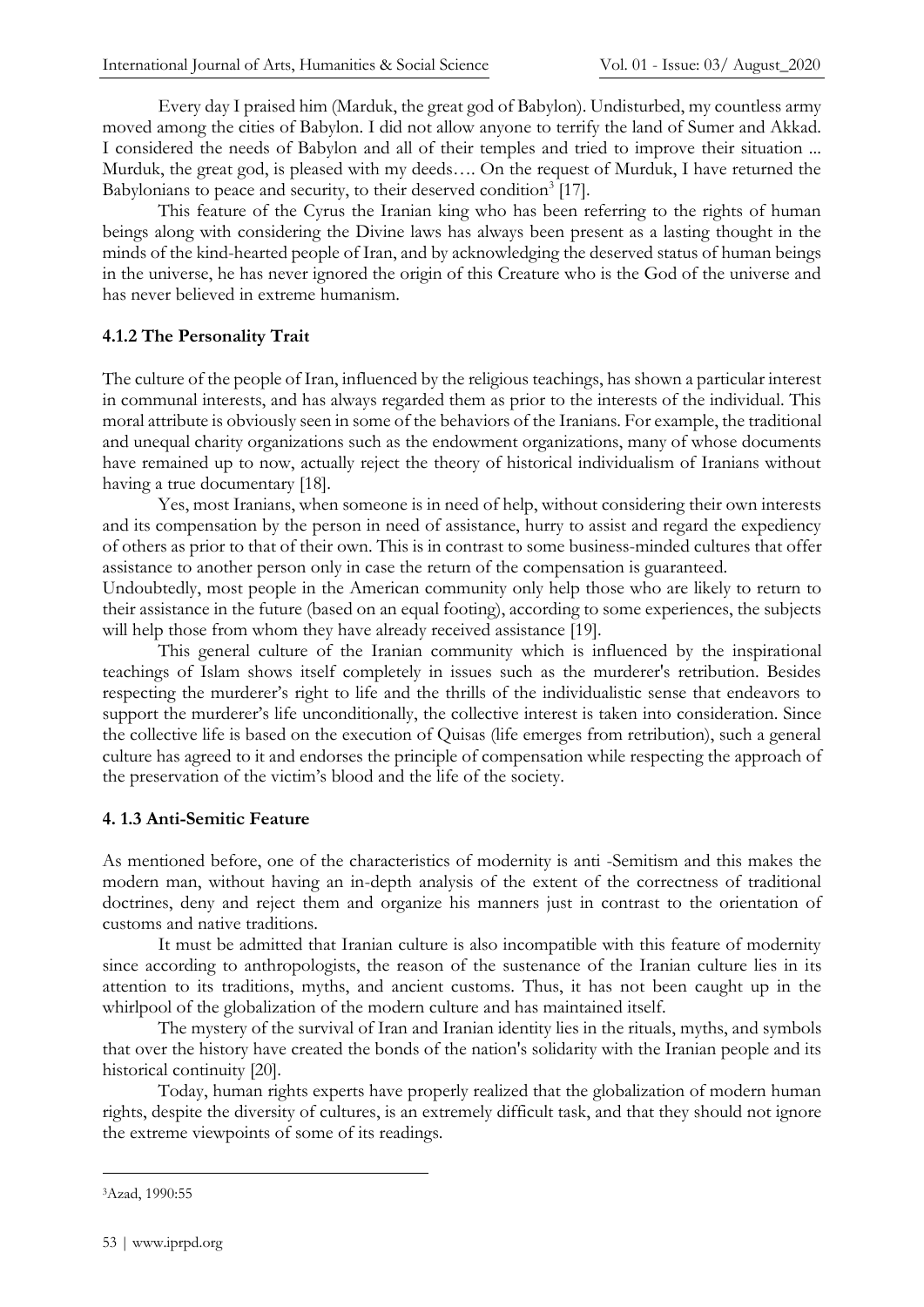Every day I praised him (Marduk, the great god of Babylon). Undisturbed, my countless army moved among the cities of Babylon. I did not allow anyone to terrify the land of Sumer and Akkad. I considered the needs of Babylon and all of their temples and tried to improve their situation ... Murduk, the great god, is pleased with my deeds…. On the request of Murduk, I have returned the Babylonians to peace and security, to their deserved condition[3] [17].

This feature of the Cyrus the Iranian king who has been referring to the rights of human beings along with considering the Divine laws has always been present as a lasting thought in the minds of the kind-hearted people of Iran, and by acknowledging the deserved status of human beings in the universe, he has never ignored the origin of this Creature who is the God of the universe and has never believed in extreme humanism.

### 4.1.2 The Personality Trait

The culture of the people of Iran, influenced by the religious teachings, has shown a particular interest in communal interests, and has always regarded them as prior to the interests of the individual. This moral attribute is obviously seen in some of the behaviors of the Iranians. For example, the traditional and unequal charity organizations such as the endowment organizations, many of whose documents have remained up to now, actually reject the theory of historical individualism of Iranians without having a true documentary [18].

Yes, most Iranians, when someone is in need of help, without considering their own interests and its compensation by the person in need of assistance, hurry to assist and regard the expediency of others as prior to that of their own. This is in contrast to some business-minded cultures that offer assistance to another person only in case the return of the compensation is guaranteed.

Undoubtedly, most people in the American community only help those who are likely to return to their assistance in the future (based on an equal footing), according to some experiences, the subjects will help those from whom they have already received assistance [19].

This general culture of the Iranian community which is influenced by the inspirational teachings of Islam shows itself completely in issues such as the murderer's retribution. Besides respecting the murderer's right to life and the thrills of the individualistic sense that endeavors to support the murderer's life unconditionally, the collective interest is taken into consideration. Since the collective life is based on the execution of Quisas (life emerges from retribution), such a general culture has agreed to it and endorses the principle of compensation while respecting the approach of the preservation of the victim's blood and the life of the society.

### 4. 1.3 Anti-Semitic Feature

As mentioned before, one of the characteristics of modernity is anti -Semitism and this makes the modern man, without having an in-depth analysis of the extent of the correctness of traditional doctrines, deny and reject them and organize his manners just in contrast to the orientation of customs and native traditions.

It must be admitted that Iranian culture is also incompatible with this feature of modernity since according to anthropologists, the reason of the sustenance of the Iranian culture lies in its attention to its traditions, myths, and ancient customs. Thus, it has not been caught up in the whirlpool of the globalization of the modern culture and has maintained itself.

The mystery of the survival of Iran and Iranian identity lies in the rituals, myths, and symbols that over the history have created the bonds of the nation's solidarity with the Iranian people and its historical continuity [20].

Today, human rights experts have properly realized that the globalization of modern human rights, despite the diversity of cultures, is an extremely difficult task, and that they should not ignore the extreme viewpoints of some of its readings.

---

[3] Azad, 1990:55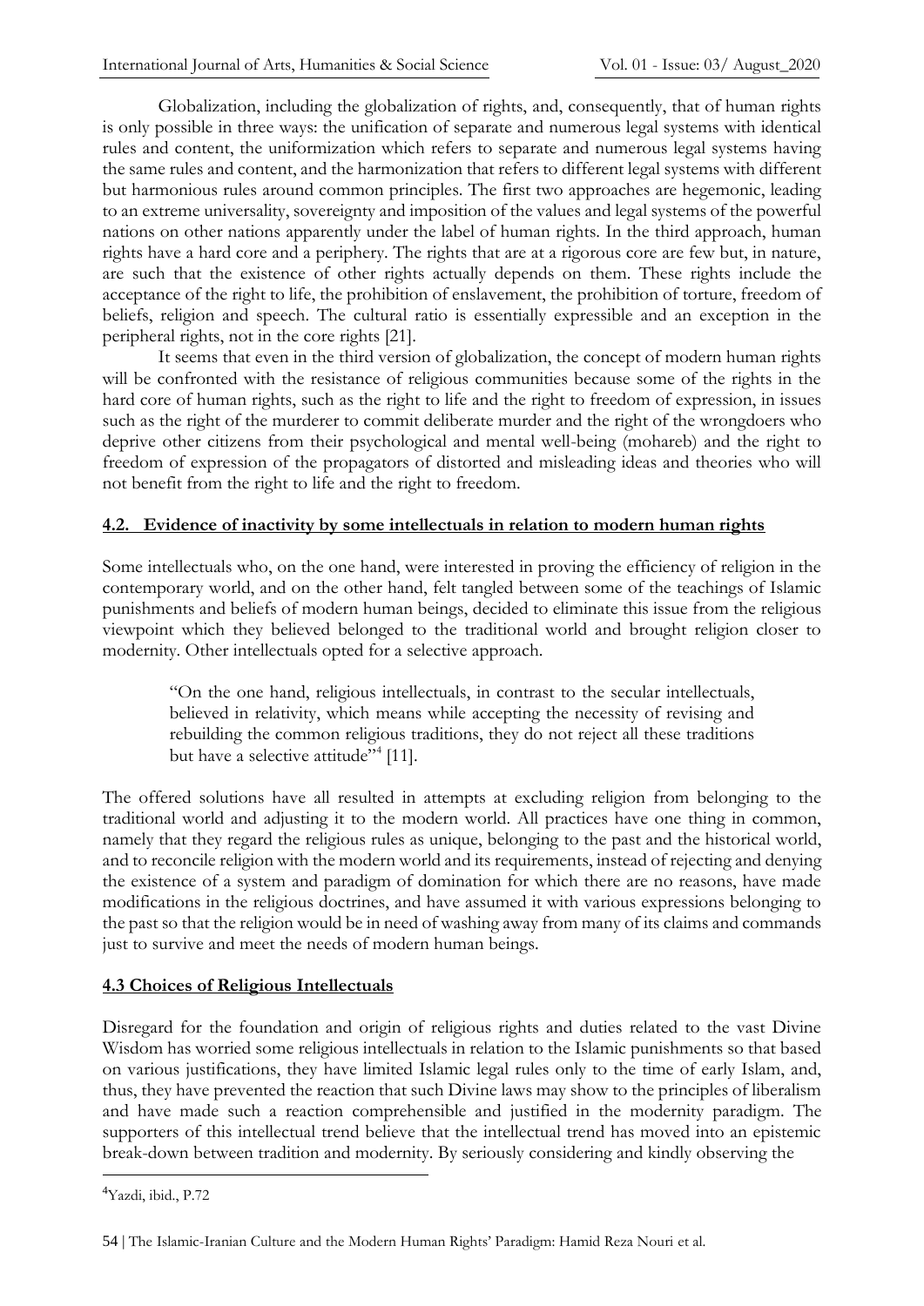Globalization, including the globalization of rights, and, consequently, that of human rights is only possible in three ways: the unification of separate and numerous legal systems with identical rules and content, the uniformization which refers to separate and numerous legal systems having the same rules and content, and the harmonization that refers to different legal systems with different but harmonious rules around common principles. The first two approaches are hegemonic, leading to an extreme universality, sovereignty and imposition of the values and legal systems of the powerful nations on other nations apparently under the label of human rights. In the third approach, human rights have a hard core and a periphery. The rights that are at a rigorous core are few but, in nature, are such that the existence of other rights actually depends on them. These rights include the acceptance of the right to life, the prohibition of enslavement, the prohibition of torture, freedom of beliefs, religion and speech. The cultural ratio is essentially expressible and an exception in the peripheral rights, not in the core rights [21].

It seems that even in the third version of globalization, the concept of modern human rights will be confronted with the resistance of religious communities because some of the rights in the hard core of human rights, such as the right to life and the right to freedom of expression, in issues such as the right of the murderer to commit deliberate murder and the right of the wrongdoers who deprive other citizens from their psychological and mental well-being (mohareb) and the right to freedom of expression of the propagators of distorted and misleading ideas and theories who will not benefit from the right to life and the right to freedom.

### 4.2. Evidence of inactivity by some intellectuals in relation to modern human rights

Some intellectuals who, on the one hand, were interested in proving the efficiency of religion in the contemporary world, and on the other hand, felt tangled between some of the teachings of Islamic punishments and beliefs of modern human beings, decided to eliminate this issue from the religious viewpoint which they believed belonged to the traditional world and brought religion closer to modernity. Other intellectuals opted for a selective approach.

> "On the one hand, religious intellectuals, in contrast to the secular intellectuals, believed in relativity, which means while accepting the necessity of revising and rebuilding the common religious traditions, they do not reject all these traditions but have a selective attitude"[4] [11].

The offered solutions have all resulted in attempts at excluding religion from belonging to the traditional world and adjusting it to the modern world. All practices have one thing in common, namely that they regard the religious rules as unique, belonging to the past and the historical world, and to reconcile religion with the modern world and its requirements, instead of rejecting and denying the existence of a system and paradigm of domination for which there are no reasons, have made modifications in the religious doctrines, and have assumed it with various expressions belonging to the past so that the religion would be in need of washing away from many of its claims and commands just to survive and meet the needs of modern human beings.

### 4.3 Choices of Religious Intellectuals

Disregard for the foundation and origin of religious rights and duties related to the vast Divine Wisdom has worried some religious intellectuals in relation to the Islamic punishments so that based on various justifications, they have limited Islamic legal rules only to the time of early Islam, and, thus, they have prevented the reaction that such Divine laws may show to the principles of liberalism and have made such a reaction comprehensible and justified in the modernity paradigm. The supporters of this intellectual trend believe that the intellectual trend has moved into an epistemic break-down between tradition and modernity. By seriously considering and kindly observing the

---

[4] Yazdi, ibid., P.72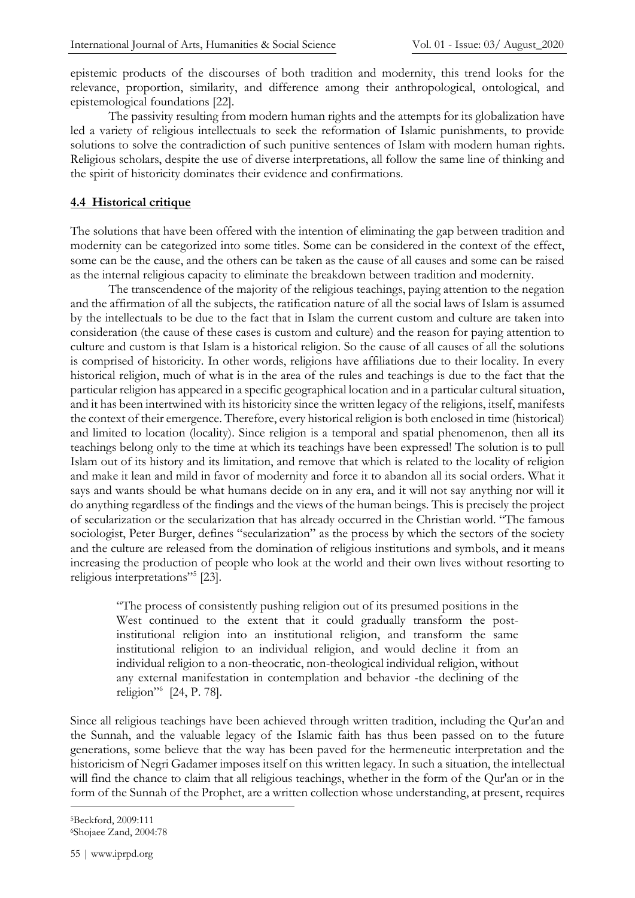epistemic products of the discourses of both tradition and modernity, this trend looks for the relevance, proportion, similarity, and difference among their anthropological, ontological, and epistemological foundations [22].

The passivity resulting from modern human rights and the attempts for its globalization have led a variety of religious intellectuals to seek the reformation of Islamic punishments, to provide solutions to solve the contradiction of such punitive sentences of Islam with modern human rights. Religious scholars, despite the use of diverse interpretations, all follow the same line of thinking and the spirit of historicity dominates their evidence and confirmations.

### 4.4 Historical critique

The solutions that have been offered with the intention of eliminating the gap between tradition and modernity can be categorized into some titles. Some can be considered in the context of the effect, some can be the cause, and the others can be taken as the cause of all causes and some can be raised as the internal religious capacity to eliminate the breakdown between tradition and modernity.

The transcendence of the majority of the religious teachings, paying attention to the negation and the affirmation of all the subjects, the ratification nature of all the social laws of Islam is assumed by the intellectuals to be due to the fact that in Islam the current custom and culture are taken into consideration (the cause of these cases is custom and culture) and the reason for paying attention to culture and custom is that Islam is a historical religion. So the cause of all causes of all the solutions is comprised of historicity. In other words, religions have affiliations due to their locality. In every historical religion, much of what is in the area of the rules and teachings is due to the fact that the particular religion has appeared in a specific geographical location and in a particular cultural situation, and it has been intertwined with its historicity since the written legacy of the religions, itself, manifests the context of their emergence. Therefore, every historical religion is both enclosed in time (historical) and limited to location (locality). Since religion is a temporal and spatial phenomenon, then all its teachings belong only to the time at which its teachings have been expressed! The solution is to pull Islam out of its history and its limitation, and remove that which is related to the locality of religion and make it lean and mild in favor of modernity and force it to abandon all its social orders. What it says and wants should be what humans decide on in any era, and it will not say anything nor will it do anything regardless of the findings and the views of the human beings. This is precisely the project of secularization or the secularization that has already occurred in the Christian world. "The famous sociologist, Peter Burger, defines "secularization" as the process by which the sectors of the society and the culture are released from the domination of religious institutions and symbols, and it means increasing the production of people who look at the world and their own lives without resorting to religious interpretations"[5] [23].

> "The process of consistently pushing religion out of its presumed positions in the West continued to the extent that it could gradually transform the post-institutional religion into an institutional religion, and transform the same institutional religion to an individual religion, and would decline it from an individual religion to a non-theocratic, non-theological individual religion, without any external manifestation in contemplation and behavior -the declining of the religion"[6] [24, P. 78].

Since all religious teachings have been achieved through written tradition, including the Qur'an and the Sunnah, and the valuable legacy of the Islamic faith has thus been passed on to the future generations, some believe that the way has been paved for the hermeneutic interpretation and the historicism of Negri Gadamer imposes itself on this written legacy. In such a situation, the intellectual will find the chance to claim that all religious teachings, whether in the form of the Qur'an or in the form of the Sunnah of the Prophet, are a written collection whose understanding, at present, requires

---

[5] Beckford, 2009:111

[6] Shojaee Zand, 2004:78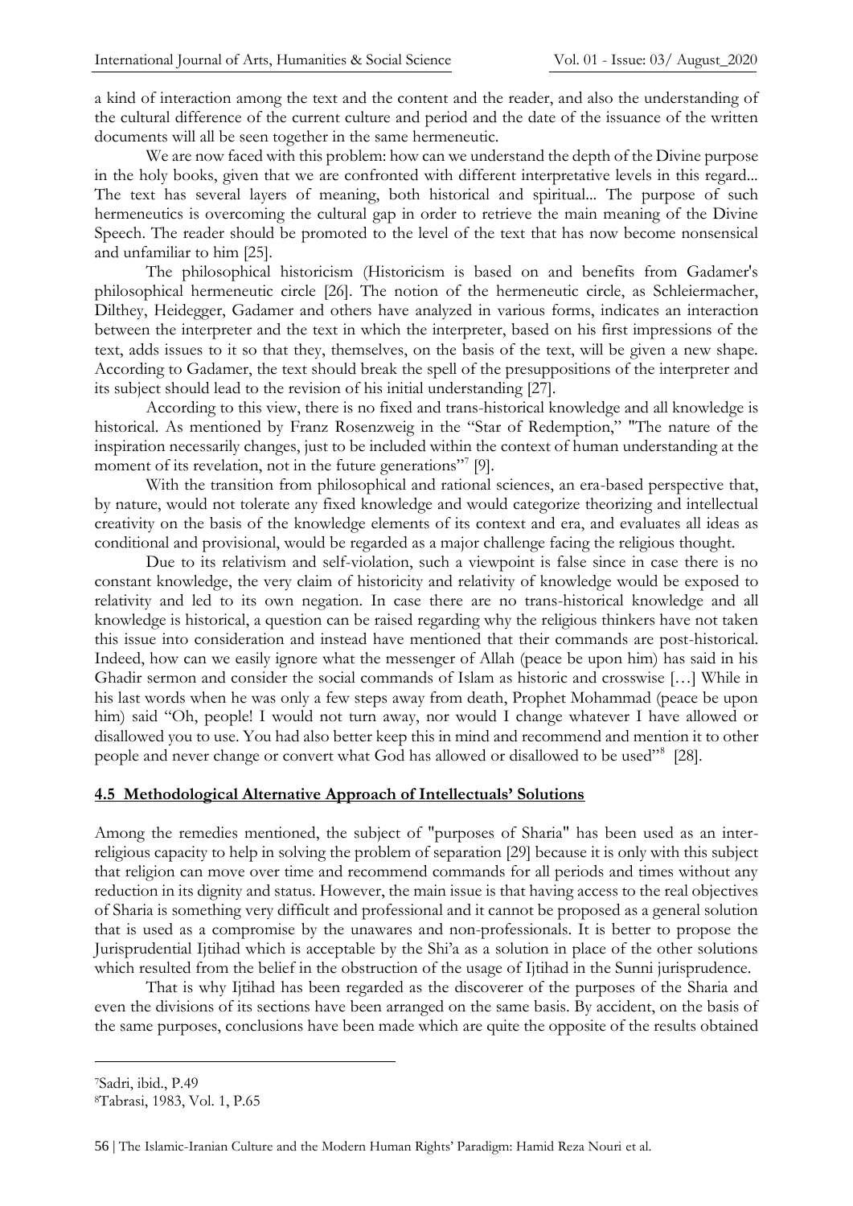a kind of interaction among the text and the content and the reader, and also the understanding of the cultural difference of the current culture and period and the date of the issuance of the written documents will all be seen together in the same hermeneutic.

We are now faced with this problem: how can we understand the depth of the Divine purpose in the holy books, given that we are confronted with different interpretative levels in this regard... The text has several layers of meaning, both historical and spiritual... The purpose of such hermeneutics is overcoming the cultural gap in order to retrieve the main meaning of the Divine Speech. The reader should be promoted to the level of the text that has now become nonsensical and unfamiliar to him [25].

The philosophical historicism (Historicism is based on and benefits from Gadamer's philosophical hermeneutic circle [26]. The notion of the hermeneutic circle, as Schleiermacher, Dilthey, Heidegger, Gadamer and others have analyzed in various forms, indicates an interaction between the interpreter and the text in which the interpreter, based on his first impressions of the text, adds issues to it so that they, themselves, on the basis of the text, will be given a new shape. According to Gadamer, the text should break the spell of the presuppositions of the interpreter and its subject should lead to the revision of his initial understanding [27].

According to this view, there is no fixed and trans-historical knowledge and all knowledge is historical. As mentioned by Franz Rosenzweig in the "Star of Redemption," "The nature of the inspiration necessarily changes, just to be included within the context of human understanding at the moment of its revelation, not in the future generations"[7] [9].

With the transition from philosophical and rational sciences, an era-based perspective that, by nature, would not tolerate any fixed knowledge and would categorize theorizing and intellectual creativity on the basis of the knowledge elements of its context and era, and evaluates all ideas as conditional and provisional, would be regarded as a major challenge facing the religious thought.

Due to its relativism and self-violation, such a viewpoint is false since in case there is no constant knowledge, the very claim of historicity and relativity of knowledge would be exposed to relativity and led to its own negation. In case there are no trans-historical knowledge and all knowledge is historical, a question can be raised regarding why the religious thinkers have not taken this issue into consideration and instead have mentioned that their commands are post-historical. Indeed, how can we easily ignore what the messenger of Allah (peace be upon him) has said in his Ghadir sermon and consider the social commands of Islam as historic and crosswise […] While in his last words when he was only a few steps away from death, Prophet Mohammad (peace be upon him) said "Oh, people! I would not turn away, nor would I change whatever I have allowed or disallowed you to use. You had also better keep this in mind and recommend and mention it to other people and never change or convert what God has allowed or disallowed to be used"[8] [28].

## 4.5 Methodological Alternative Approach of Intellectuals' Solutions

Among the remedies mentioned, the subject of "purposes of Sharia" has been used as an inter-religious capacity to help in solving the problem of separation [29] because it is only with this subject that religion can move over time and recommend commands for all periods and times without any reduction in its dignity and status. However, the main issue is that having access to the real objectives of Sharia is something very difficult and professional and it cannot be proposed as a general solution that is used as a compromise by the unawares and non-professionals. It is better to propose the Jurisprudential Ijtihad which is acceptable by the Shi'a as a solution in place of the other solutions which resulted from the belief in the obstruction of the usage of Ijtihad in the Sunni jurisprudence.

That is why Ijtihad has been regarded as the discoverer of the purposes of the Sharia and even the divisions of its sections have been arranged on the same basis. By accident, on the basis of the same purposes, conclusions have been made which are quite the opposite of the results obtained

---

[7] Sadri, ibid., P.49

[8] Tabrasi, 1983, Vol. 1, P.65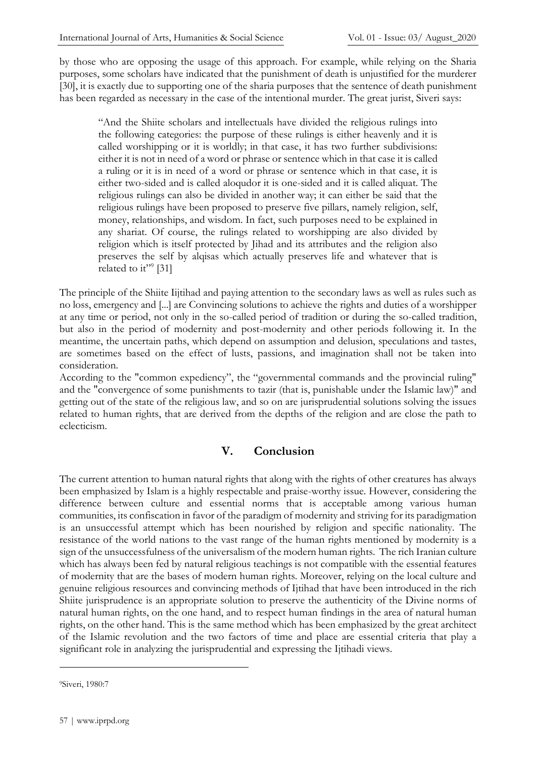by those who are opposing the usage of this approach. For example, while relying on the Sharia purposes, some scholars have indicated that the punishment of death is unjustified for the murderer [30], it is exactly due to supporting one of the sharia purposes that the sentence of death punishment has been regarded as necessary in the case of the intentional murder. The great jurist, Siveri says:

> "And the Shiite scholars and intellectuals have divided the religious rulings into the following categories: the purpose of these rulings is either heavenly and it is called worshipping or it is worldly; in that case, it has two further subdivisions: either it is not in need of a word or phrase or sentence which in that case it is called a ruling or it is in need of a word or phrase or sentence which in that case, it is either two-sided and is called aloqudor it is one-sided and it is called aliquat. The religious rulings can also be divided in another way; it can either be said that the religious rulings have been proposed to preserve five pillars, namely religion, self, money, relationships, and wisdom. In fact, such purposes need to be explained in any shariat. Of course, the rulings related to worshipping are also divided by religion which is itself protected by Jihad and its attributes and the religion also preserves the self by alqisas which actually preserves life and whatever that is related to it"[9] [31]

The principle of the Shiite Iijtihad and paying attention to the secondary laws as well as rules such as no loss, emergency and [...] are Convincing solutions to achieve the rights and duties of a worshipper at any time or period, not only in the so-called period of tradition or during the so-called tradition, but also in the period of modernity and post-modernity and other periods following it. In the meantime, the uncertain paths, which depend on assumption and delusion, speculations and tastes, are sometimes based on the effect of lusts, passions, and imagination shall not be taken into consideration.

According to the "common expediency", the "governmental commands and the provincial ruling" and the "convergence of some punishments to tazir (that is, punishable under the Islamic law)" and getting out of the state of the religious law, and so on are jurisprudential solutions solving the issues related to human rights, that are derived from the depths of the religion and are close the path to eclecticism.

## V. Conclusion

The current attention to human natural rights that along with the rights of other creatures has always been emphasized by Islam is a highly respectable and praise-worthy issue. However, considering the difference between culture and essential norms that is acceptable among various human communities, its confiscation in favor of the paradigm of modernity and striving for its paradigmation is an unsuccessful attempt which has been nourished by religion and specific nationality. The resistance of the world nations to the vast range of the human rights mentioned by modernity is a sign of the unsuccessfulness of the universalism of the modern human rights. The rich Iranian culture which has always been fed by natural religious teachings is not compatible with the essential features of modernity that are the bases of modern human rights. Moreover, relying on the local culture and genuine religious resources and convincing methods of Ijtihad that have been introduced in the rich Shiite jurisprudence is an appropriate solution to preserve the authenticity of the Divine norms of natural human rights, on the one hand, and to respect human findings in the area of natural human rights, on the other hand. This is the same method which has been emphasized by the great architect of the Islamic revolution and the two factors of time and place are essential criteria that play a significant role in analyzing the jurisprudential and expressing the Ijtihadi views.

---

[9] Siveri, 1980:7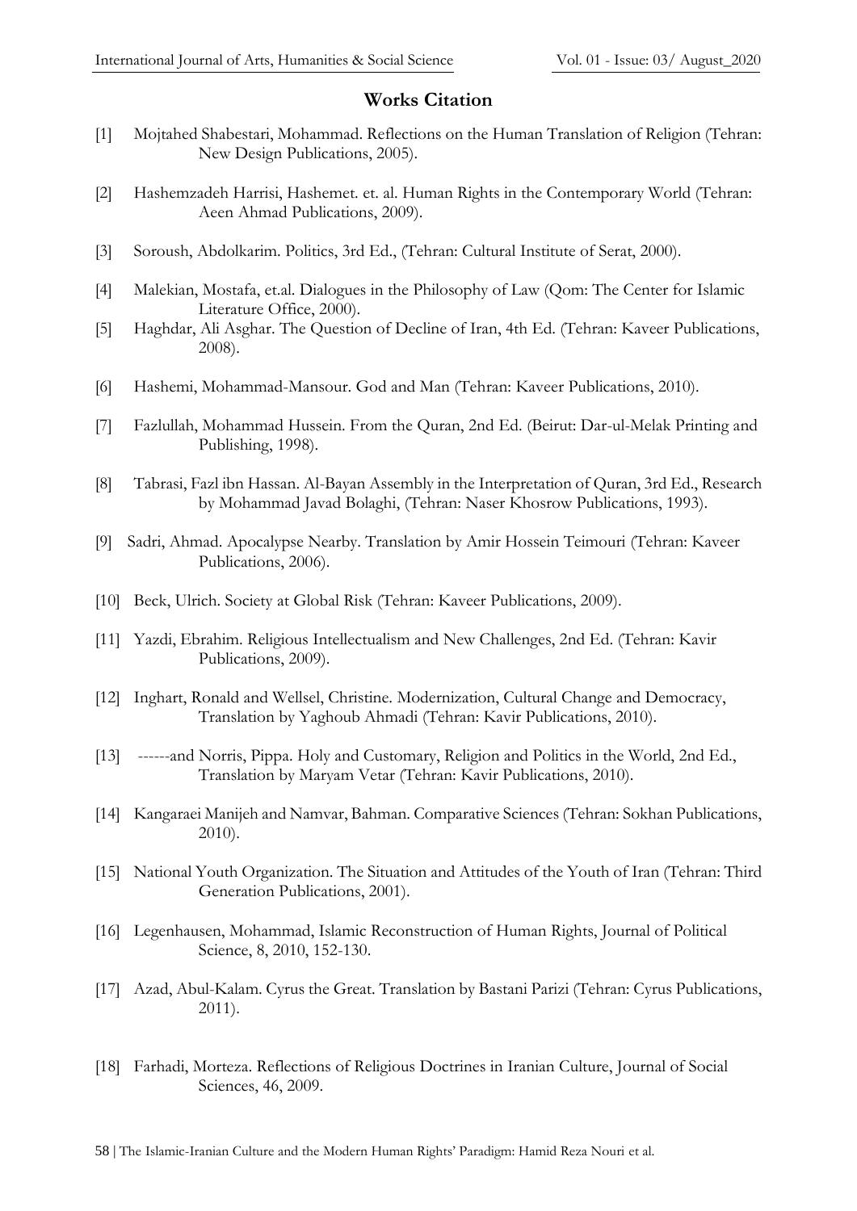## Works Citation

[1] Mojtahed Shabestari, Mohammad. Reflections on the Human Translation of Religion (Tehran: New Design Publications, 2005).

[2] Hashemzadeh Harrisi, Hashemet. et. al. Human Rights in the Contemporary World (Tehran: Aeen Ahmad Publications, 2009).

[3] Soroush, Abdolkarim. Politics, 3rd Ed., (Tehran: Cultural Institute of Serat, 2000).

[4] Malekian, Mostafa, et.al. Dialogues in the Philosophy of Law (Qom: The Center for Islamic Literature Office, 2000).

[5] Haghdar, Ali Asghar. The Question of Decline of Iran, 4th Ed. (Tehran: Kaveer Publications, 2008).

[6] Hashemi, Mohammad-Mansour. God and Man (Tehran: Kaveer Publications, 2010).

[7] Fazlullah, Mohammad Hussein. From the Quran, 2nd Ed. (Beirut: Dar-ul-Melak Printing and Publishing, 1998).

[8] Tabrasi, Fazl ibn Hassan. Al-Bayan Assembly in the Interpretation of Quran, 3rd Ed., Research by Mohammad Javad Bolaghi, (Tehran: Naser Khosrow Publications, 1993).

[9] Sadri, Ahmad. Apocalypse Nearby. Translation by Amir Hossein Teimouri (Tehran: Kaveer Publications, 2006).

[10] Beck, Ulrich. Society at Global Risk (Tehran: Kaveer Publications, 2009).

[11] Yazdi, Ebrahim. Religious Intellectualism and New Challenges, 2nd Ed. (Tehran: Kavir Publications, 2009).

[12] Inghart, Ronald and Wellsel, Christine. Modernization, Cultural Change and Democracy, Translation by Yaghoub Ahmadi (Tehran: Kavir Publications, 2010).

[13] ------and Norris, Pippa. Holy and Customary, Religion and Politics in the World, 2nd Ed., Translation by Maryam Vetar (Tehran: Kavir Publications, 2010).

[14] Kangaraei Manijeh and Namvar, Bahman. Comparative Sciences (Tehran: Sokhan Publications, 2010).

[15] National Youth Organization. The Situation and Attitudes of the Youth of Iran (Tehran: Third Generation Publications, 2001).

[16] Legenhausen, Mohammad, Islamic Reconstruction of Human Rights, Journal of Political Science, 8, 2010, 152-130.

[17] Azad, Abul-Kalam. Cyrus the Great. Translation by Bastani Parizi (Tehran: Cyrus Publications, 2011).

[18] Farhadi, Morteza. Reflections of Religious Doctrines in Iranian Culture, Journal of Social Sciences, 46, 2009.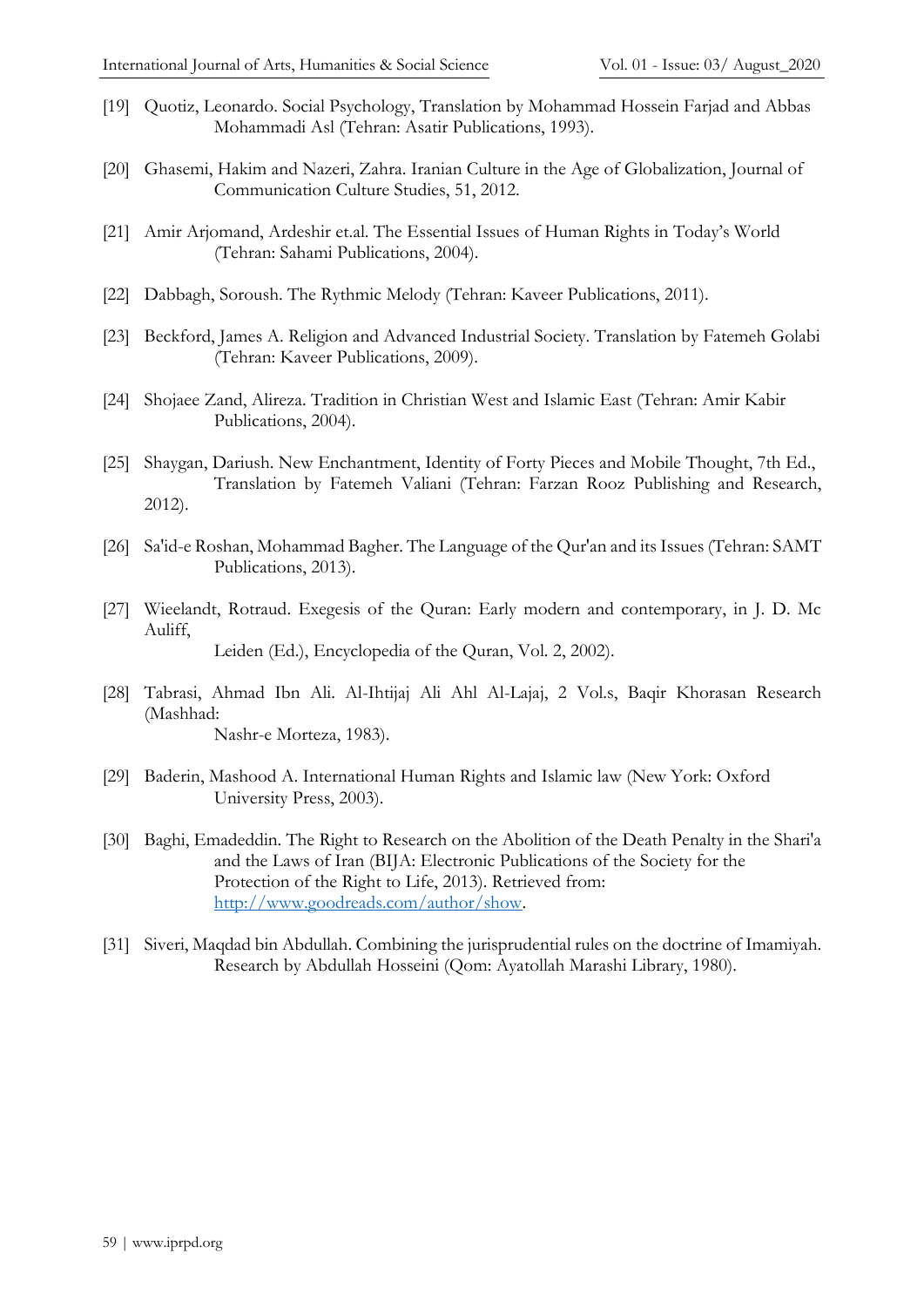[19] Quotiz, Leonardo. Social Psychology, Translation by Mohammad Hossein Farjad and Abbas Mohammadi Asl (Tehran: Asatir Publications, 1993).

[20] Ghasemi, Hakim and Nazeri, Zahra. Iranian Culture in the Age of Globalization, Journal of Communication Culture Studies, 51, 2012.

[21] Amir Arjomand, Ardeshir et.al. The Essential Issues of Human Rights in Today's World (Tehran: Sahami Publications, 2004).

[22] Dabbagh, Soroush. The Rythmic Melody (Tehran: Kaveer Publications, 2011).

[23] Beckford, James A. Religion and Advanced Industrial Society. Translation by Fatemeh Golabi (Tehran: Kaveer Publications, 2009).

[24] Shojaee Zand, Alireza. Tradition in Christian West and Islamic East (Tehran: Amir Kabir Publications, 2004).

[25] Shaygan, Dariush. New Enchantment, Identity of Forty Pieces and Mobile Thought, 7th Ed., Translation by Fatemeh Valiani (Tehran: Farzan Rooz Publishing and Research, 2012).

[26] Sa'id-e Roshan, Mohammad Bagher. The Language of the Qur'an and its Issues (Tehran: SAMT Publications, 2013).

[27] Wieelandt, Rotraud. Exegesis of the Quran: Early modern and contemporary, in J. D. Mc Auliff, Leiden (Ed.), Encyclopedia of the Quran, Vol. 2, 2002).

[28] Tabrasi, Ahmad Ibn Ali. Al-Ihtijaj Ali Ahl Al-Lajaj, 2 Vol.s, Baqir Khorasan Research (Mashhad: Nashr-e Morteza, 1983).

[29] Baderin, Mashood A. International Human Rights and Islamic law (New York: Oxford University Press, 2003).

[30] Baghi, Emadeddin. The Right to Research on the Abolition of the Death Penalty in the Shari'a and the Laws of Iran (BIJA: Electronic Publications of the Society for the Protection of the Right to Life, 2013). Retrieved from: [http://www.goodreads.com/author/show](http://www.goodreads.com/author/show).

[31] Siveri, Maqdad bin Abdullah. Combining the jurisprudential rules on the doctrine of Imamiyah. Research by Abdullah Hosseini (Qom: Ayatollah Marashi Library, 1980).